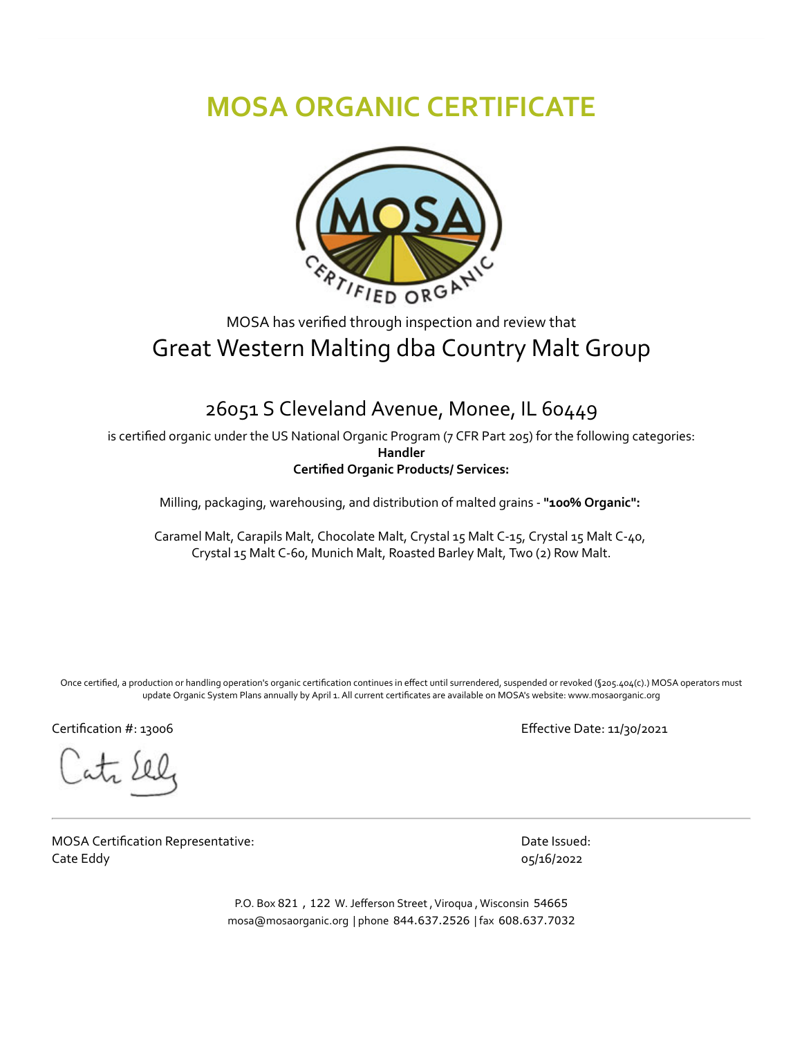# MOSA ORGANIC CERTIFICATE

MOSA has verified through inspection and review that

## Great Western Malting dba Country Malt Group

### 26051 S Cleveland Avenue, Monee, IL 60449

is certified organic under the US National Organic Program (7 CFR Part 205) for the following categories:

**Handler**

**Certified Organic Products/ Services:**

Milling, packaging, warehousing, and distribution of malted grains - **"100% Organic":**

Caramel Malt, Carapils Malt, Chocolate Malt, Crystal 15 Malt C-15, Crystal 15 Malt C-40, Crystal 15 Malt C-60, Munich Malt, Roasted Barley Malt, Two (2) Row Malt.

Once certified, a production or handling operation's organic certification continues in effect until surrendered, suspended or revoked (§205.404(c).) MOSA operators must update Organic System Plans annually by April 1. All current certificates are available on MOSA's website: www.mosaorganic.org

Certification #: 13006

Effective Date: 11/30/2021

MOSA Certification Representative:
Cate Eddy

Date Issued:
05/16/2022

P.O. Box 821 , 122 W. Jefferson Street , Viroqua , Wisconsin 54665
mosa@mosaorganic.org | phone 844.637.2526 | fax 608.637.7032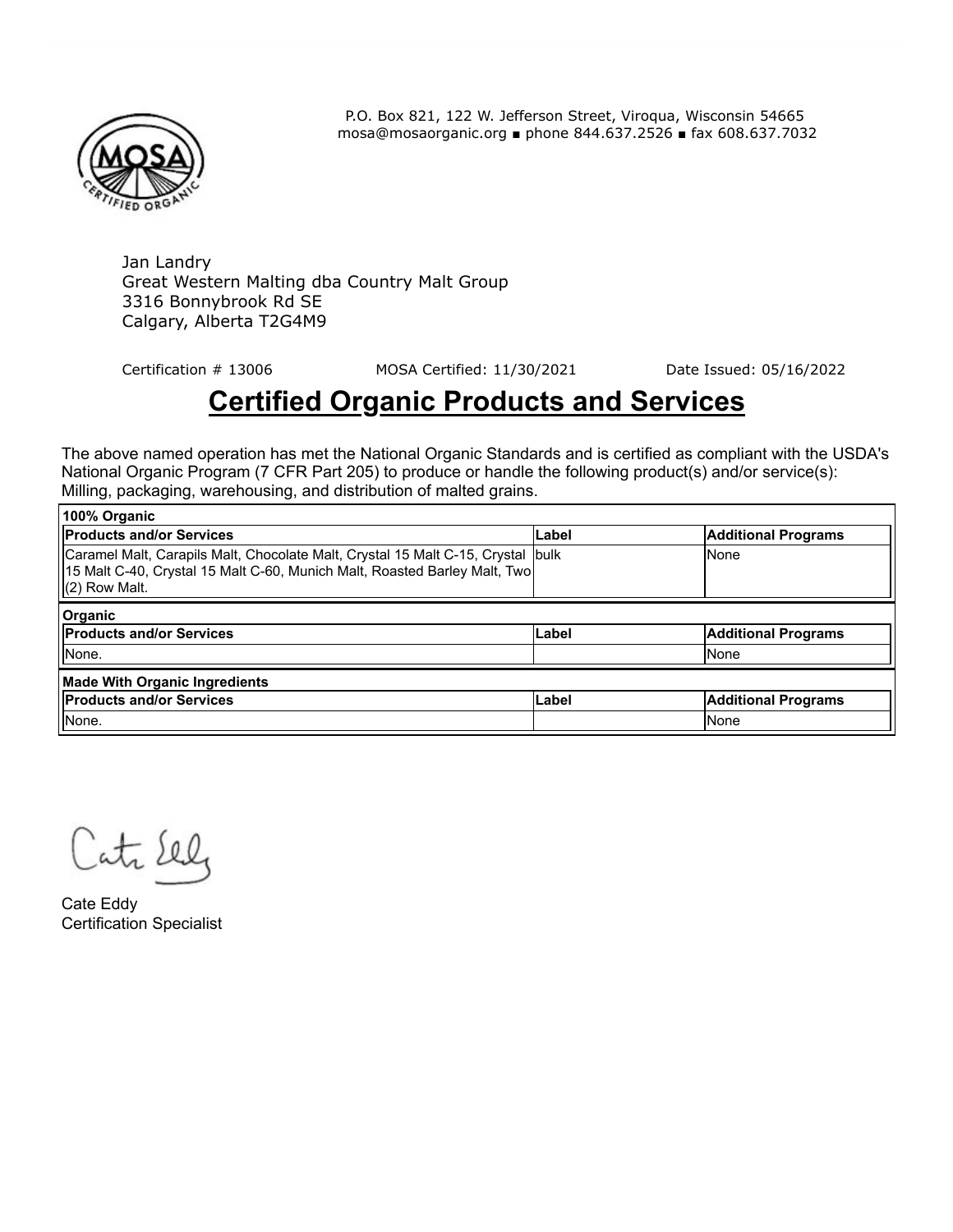P.O. Box 821, 122 W. Jefferson Street, Viroqua, Wisconsin 54665
mosa@mosaorganic.org ■ phone 844.637.2526 ■ fax 608.637.7032

Jan Landry
Great Western Malting dba Country Malt Group
3316 Bonnybrook Rd SE
Calgary, Alberta T2G4M9

Certification # 13006 MOSA Certified: 11/30/2021 Date Issued: 05/16/2022

# Certified Organic Products and Services

The above named operation has met the National Organic Standards and is certified as compliant with the USDA's National Organic Program (7 CFR Part 205) to produce or handle the following product(s) and/or service(s): Milling, packaging, warehousing, and distribution of malted grains.

**100% Organic**

| Products and/or Services | Label | Additional Programs |
|---|---|---|
| Caramel Malt, Carapils Malt, Chocolate Malt, Crystal 15 Malt C-15, Crystal 15 Malt C-40, Crystal 15 Malt C-60, Munich Malt, Roasted Barley Malt, Two (2) Row Malt. | bulk | None |

**Organic**

| Products and/or Services | Label | Additional Programs |
|---|---|---|
| None. | | None |

**Made With Organic Ingredients**

| Products and/or Services | Label | Additional Programs |
|---|---|---|
| None. | | None |

Cate Eddy
Certification Specialist